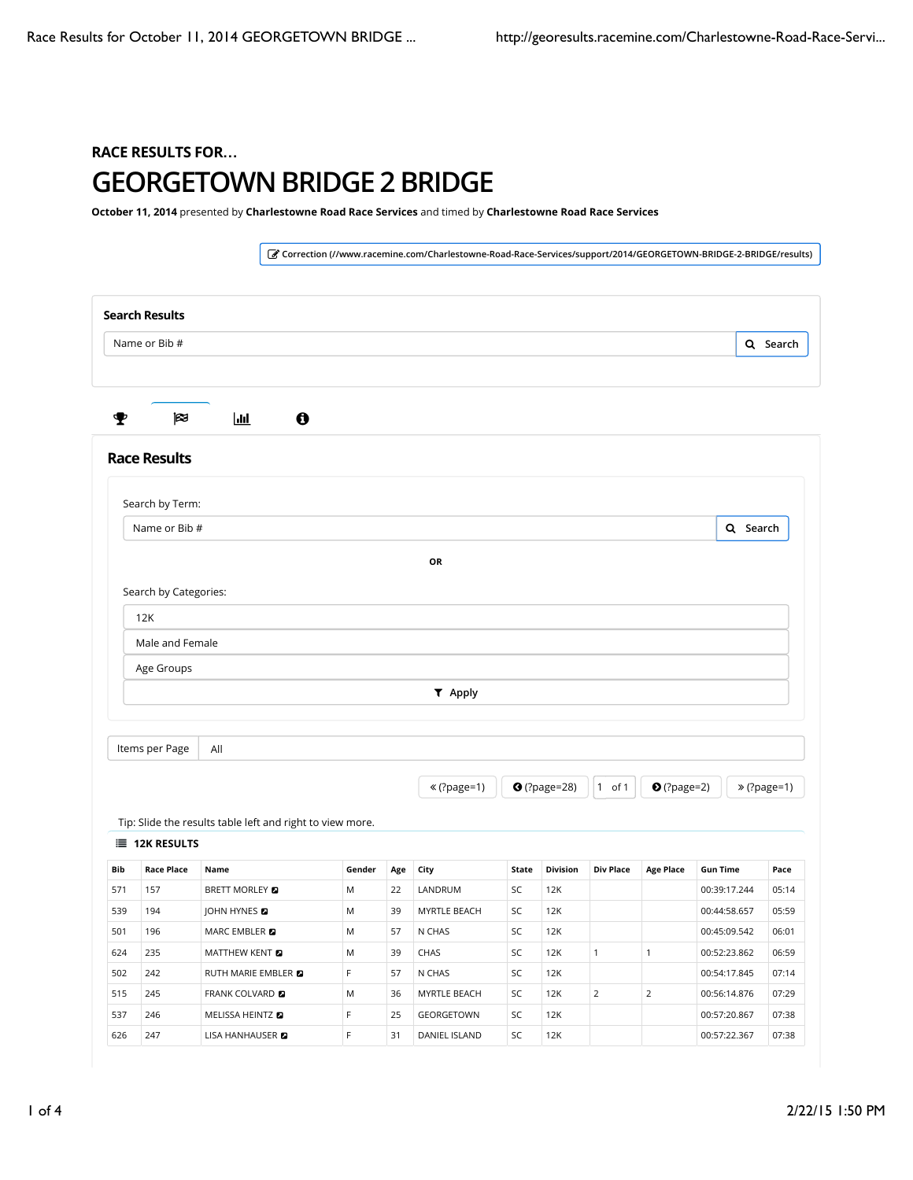RACE RESULTS FOR...

# GEORGETOWN BRIDGE 2 BRIDGE

**October 11, 2014** presented by **Charlestowne Road Race Services** and timed by **Charlestowne Road Race Services**

Correction (//www.racemine.com/Charlestowne-Road-Race-Services/support/2014/GEORGETOWN-BRIDGE-2-BRIDGE/results)

**Search Results**

Name or Bib # | Search

## Race Results

Search by Term:

Name or Bib # | Search

**OR**

Search by Categories:

12K

Male and Female

Age Groups

Apply

Items per Page | All

« (?page=1) | (?page=28) | 1 of 1 | (?page=2) | » (?page=1)

Tip: Slide the results table left and right to view more.

**12K RESULTS**

| Bib | Race Place | Name | Gender | Age | City | State | Division | Div Place | Age Place | Gun Time | Pace |
|---|---|---|---|---|---|---|---|---|---|---|---|
| 571 | 157 | BRETT MORLEY | M | 22 | LANDRUM | SC | 12K | | | 00:39:17.244 | 05:14 |
| 539 | 194 | JOHN HYNES | M | 39 | MYRTLE BEACH | SC | 12K | | | 00:44:58.657 | 05:59 |
| 501 | 196 | MARC EMBLER | M | 57 | N CHAS | SC | 12K | | | 00:45:09.542 | 06:01 |
| 624 | 235 | MATTHEW KENT | M | 39 | CHAS | SC | 12K | 1 | 1 | 00:52:23.862 | 06:59 |
| 502 | 242 | RUTH MARIE EMBLER | F | 57 | N CHAS | SC | 12K | | | 00:54:17.845 | 07:14 |
| 515 | 245 | FRANK COLVARD | M | 36 | MYRTLE BEACH | SC | 12K | 2 | 2 | 00:56:14.876 | 07:29 |
| 537 | 246 | MELISSA HEINTZ | F | 25 | GEORGETOWN | SC | 12K | | | 00:57:20.867 | 07:38 |
| 626 | 247 | LISA HANHAUSER | F | 31 | DANIEL ISLAND | SC | 12K | | | 00:57:22.367 | 07:38 |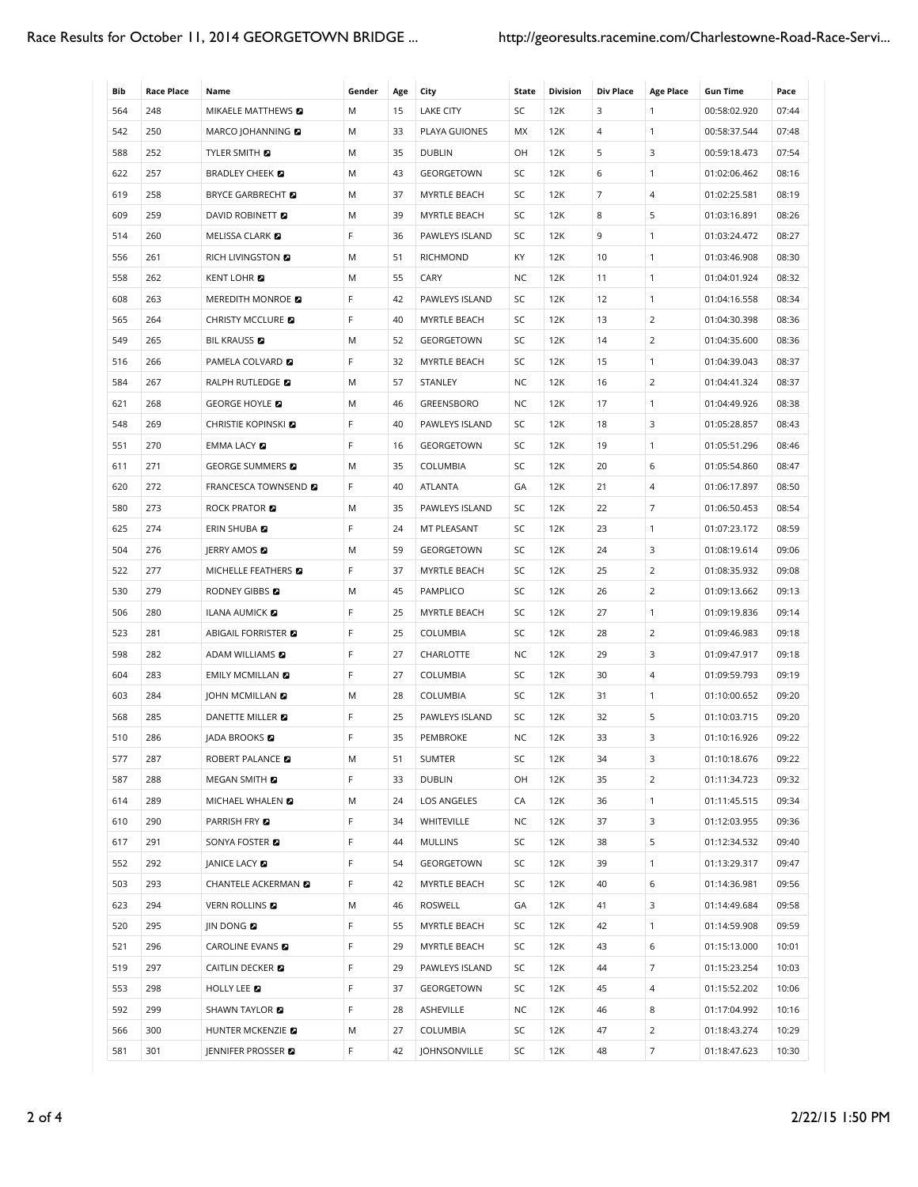| Bib | Race Place | Name | Gender | Age | City | State | Division | Div Place | Age Place | Gun Time | Pace |
|---|---|---|---|---|---|---|---|---|---|---|---|
| 564 | 248 | MIKAELE MATTHEWS | M | 15 | LAKE CITY | SC | 12K | 3 | 1 | 00:58:02.920 | 07:44 |
| 542 | 250 | MARCO JOHANNING | M | 33 | PLAYA GUIONES | MX | 12K | 4 | 1 | 00:58:37.544 | 07:48 |
| 588 | 252 | TYLER SMITH | M | 35 | DUBLIN | OH | 12K | 5 | 3 | 00:59:18.473 | 07:54 |
| 622 | 257 | BRADLEY CHEEK | M | 43 | GEORGETOWN | SC | 12K | 6 | 1 | 01:02:06.462 | 08:16 |
| 619 | 258 | BRYCE GARBRECHT | M | 37 | MYRTLE BEACH | SC | 12K | 7 | 4 | 01:02:25.581 | 08:19 |
| 609 | 259 | DAVID ROBINETT | M | 39 | MYRTLE BEACH | SC | 12K | 8 | 5 | 01:03:16.891 | 08:26 |
| 514 | 260 | MELISSA CLARK | F | 36 | PAWLEYS ISLAND | SC | 12K | 9 | 1 | 01:03:24.472 | 08:27 |
| 556 | 261 | RICH LIVINGSTON | M | 51 | RICHMOND | KY | 12K | 10 | 1 | 01:03:46.908 | 08:30 |
| 558 | 262 | KENT LOHR | M | 55 | CARY | NC | 12K | 11 | 1 | 01:04:01.924 | 08:32 |
| 608 | 263 | MEREDITH MONROE | F | 42 | PAWLEYS ISLAND | SC | 12K | 12 | 1 | 01:04:16.558 | 08:34 |
| 565 | 264 | CHRISTY MCCLURE | F | 40 | MYRTLE BEACH | SC | 12K | 13 | 2 | 01:04:30.398 | 08:36 |
| 549 | 265 | BIL KRAUSS | M | 52 | GEORGETOWN | SC | 12K | 14 | 2 | 01:04:35.600 | 08:36 |
| 516 | 266 | PAMELA COLVARD | F | 32 | MYRTLE BEACH | SC | 12K | 15 | 1 | 01:04:39.043 | 08:37 |
| 584 | 267 | RALPH RUTLEDGE | M | 57 | STANLEY | NC | 12K | 16 | 2 | 01:04:41.324 | 08:37 |
| 621 | 268 | GEORGE HOYLE | M | 46 | GREENSBORO | NC | 12K | 17 | 1 | 01:04:49.926 | 08:38 |
| 548 | 269 | CHRISTIE KOPINSKI | F | 40 | PAWLEYS ISLAND | SC | 12K | 18 | 3 | 01:05:28.857 | 08:43 |
| 551 | 270 | EMMA LACY | F | 16 | GEORGETOWN | SC | 12K | 19 | 1 | 01:05:51.296 | 08:46 |
| 611 | 271 | GEORGE SUMMERS | M | 35 | COLUMBIA | SC | 12K | 20 | 6 | 01:05:54.860 | 08:47 |
| 620 | 272 | FRANCESCA TOWNSEND | F | 40 | ATLANTA | GA | 12K | 21 | 4 | 01:06:17.897 | 08:50 |
| 580 | 273 | ROCK PRATOR | M | 35 | PAWLEYS ISLAND | SC | 12K | 22 | 7 | 01:06:50.453 | 08:54 |
| 625 | 274 | ERIN SHUBA | F | 24 | MT PLEASANT | SC | 12K | 23 | 1 | 01:07:23.172 | 08:59 |
| 504 | 276 | JERRY AMOS | M | 59 | GEORGETOWN | SC | 12K | 24 | 3 | 01:08:19.614 | 09:06 |
| 522 | 277 | MICHELLE FEATHERS | F | 37 | MYRTLE BEACH | SC | 12K | 25 | 2 | 01:08:35.932 | 09:08 |
| 530 | 279 | RODNEY GIBBS | M | 45 | PAMPLICO | SC | 12K | 26 | 2 | 01:09:13.662 | 09:13 |
| 506 | 280 | ILANA AUMICK | F | 25 | MYRTLE BEACH | SC | 12K | 27 | 1 | 01:09:19.836 | 09:14 |
| 523 | 281 | ABIGAIL FORRISTER | F | 25 | COLUMBIA | SC | 12K | 28 | 2 | 01:09:46.983 | 09:18 |
| 598 | 282 | ADAM WILLIAMS | F | 27 | CHARLOTTE | NC | 12K | 29 | 3 | 01:09:47.917 | 09:18 |
| 604 | 283 | EMILY MCMILLAN | F | 27 | COLUMBIA | SC | 12K | 30 | 4 | 01:09:59.793 | 09:19 |
| 603 | 284 | JOHN MCMILLAN | M | 28 | COLUMBIA | SC | 12K | 31 | 1 | 01:10:00.652 | 09:20 |
| 568 | 285 | DANETTE MILLER | F | 25 | PAWLEYS ISLAND | SC | 12K | 32 | 5 | 01:10:03.715 | 09:20 |
| 510 | 286 | JADA BROOKS | F | 35 | PEMBROKE | NC | 12K | 33 | 3 | 01:10:16.926 | 09:22 |
| 577 | 287 | ROBERT PALANCE | M | 51 | SUMTER | SC | 12K | 34 | 3 | 01:10:18.676 | 09:22 |
| 587 | 288 | MEGAN SMITH | F | 33 | DUBLIN | OH | 12K | 35 | 2 | 01:11:34.723 | 09:32 |
| 614 | 289 | MICHAEL WHALEN | M | 24 | LOS ANGELES | CA | 12K | 36 | 1 | 01:11:45.515 | 09:34 |
| 610 | 290 | PARRISH FRY | F | 34 | WHITEVILLE | NC | 12K | 37 | 3 | 01:12:03.955 | 09:36 |
| 617 | 291 | SONYA FOSTER | F | 44 | MULLINS | SC | 12K | 38 | 5 | 01:12:34.532 | 09:40 |
| 552 | 292 | JANICE LACY | F | 54 | GEORGETOWN | SC | 12K | 39 | 1 | 01:13:29.317 | 09:47 |
| 503 | 293 | CHANTELE ACKERMAN | F | 42 | MYRTLE BEACH | SC | 12K | 40 | 6 | 01:14:36.981 | 09:56 |
| 623 | 294 | VERN ROLLINS | M | 46 | ROSWELL | GA | 12K | 41 | 3 | 01:14:49.684 | 09:58 |
| 520 | 295 | JIN DONG | F | 55 | MYRTLE BEACH | SC | 12K | 42 | 1 | 01:14:59.908 | 09:59 |
| 521 | 296 | CAROLINE EVANS | F | 29 | MYRTLE BEACH | SC | 12K | 43 | 6 | 01:15:13.000 | 10:01 |
| 519 | 297 | CAITLIN DECKER | F | 29 | PAWLEYS ISLAND | SC | 12K | 44 | 7 | 01:15:23.254 | 10:03 |
| 553 | 298 | HOLLY LEE | F | 37 | GEORGETOWN | SC | 12K | 45 | 4 | 01:15:52.202 | 10:06 |
| 592 | 299 | SHAWN TAYLOR | F | 28 | ASHEVILLE | NC | 12K | 46 | 8 | 01:17:04.992 | 10:16 |
| 566 | 300 | HUNTER MCKENZIE | M | 27 | COLUMBIA | SC | 12K | 47 | 2 | 01:18:43.274 | 10:29 |
| 581 | 301 | JENNIFER PROSSER | F | 42 | JOHNSONVILLE | SC | 12K | 48 | 7 | 01:18:47.623 | 10:30 |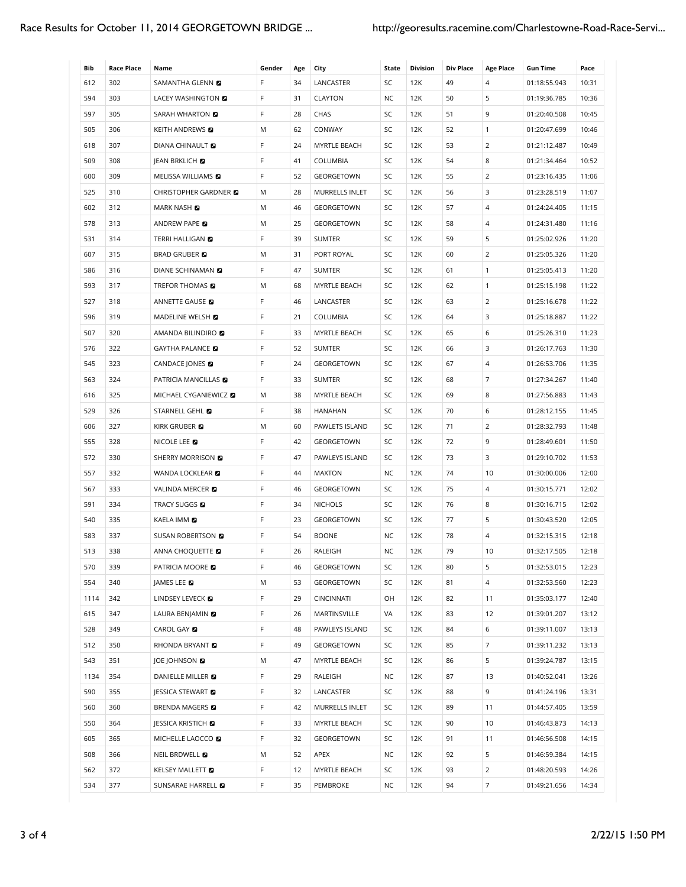| Bib | Race Place | Name | Gender | Age | City | State | Division | Div Place | Age Place | Gun Time | Pace |
|---|---|---|---|---|---|---|---|---|---|---|---|
| 612 | 302 | SAMANTHA GLENN | F | 34 | LANCASTER | SC | 12K | 49 | 4 | 01:18:55.943 | 10:31 |
| 594 | 303 | LACEY WASHINGTON | F | 31 | CLAYTON | NC | 12K | 50 | 5 | 01:19:36.785 | 10:36 |
| 597 | 305 | SARAH WHARTON | F | 28 | CHAS | SC | 12K | 51 | 9 | 01:20:40.508 | 10:45 |
| 505 | 306 | KEITH ANDREWS | M | 62 | CONWAY | SC | 12K | 52 | 1 | 01:20:47.699 | 10:46 |
| 618 | 307 | DIANA CHINAULT | F | 24 | MYRTLE BEACH | SC | 12K | 53 | 2 | 01:21:12.487 | 10:49 |
| 509 | 308 | JEAN BRKLICH | F | 41 | COLUMBIA | SC | 12K | 54 | 8 | 01:21:34.464 | 10:52 |
| 600 | 309 | MELISSA WILLIAMS | F | 52 | GEORGETOWN | SC | 12K | 55 | 2 | 01:23:16.435 | 11:06 |
| 525 | 310 | CHRISTOPHER GARDNER | M | 28 | MURRELLS INLET | SC | 12K | 56 | 3 | 01:23:28.519 | 11:07 |
| 602 | 312 | MARK NASH | M | 46 | GEORGETOWN | SC | 12K | 57 | 4 | 01:24:24.405 | 11:15 |
| 578 | 313 | ANDREW PAPE | M | 25 | GEORGETOWN | SC | 12K | 58 | 4 | 01:24:31.480 | 11:16 |
| 531 | 314 | TERRI HALLIGAN | F | 39 | SUMTER | SC | 12K | 59 | 5 | 01:25:02.926 | 11:20 |
| 607 | 315 | BRAD GRUBER | M | 31 | PORT ROYAL | SC | 12K | 60 | 2 | 01:25:05.326 | 11:20 |
| 586 | 316 | DIANE SCHINAMAN | F | 47 | SUMTER | SC | 12K | 61 | 1 | 01:25:05.413 | 11:20 |
| 593 | 317 | TREFOR THOMAS | M | 68 | MYRTLE BEACH | SC | 12K | 62 | 1 | 01:25:15.198 | 11:22 |
| 527 | 318 | ANNETTE GAUSE | F | 46 | LANCASTER | SC | 12K | 63 | 2 | 01:25:16.678 | 11:22 |
| 596 | 319 | MADELINE WELSH | F | 21 | COLUMBIA | SC | 12K | 64 | 3 | 01:25:18.887 | 11:22 |
| 507 | 320 | AMANDA BILINDIRO | F | 33 | MYRTLE BEACH | SC | 12K | 65 | 6 | 01:25:26.310 | 11:23 |
| 576 | 322 | GAYTHA PALANCE | F | 52 | SUMTER | SC | 12K | 66 | 3 | 01:26:17.763 | 11:30 |
| 545 | 323 | CANDACE JONES | F | 24 | GEORGETOWN | SC | 12K | 67 | 4 | 01:26:53.706 | 11:35 |
| 563 | 324 | PATRICIA MANCILLAS | F | 33 | SUMTER | SC | 12K | 68 | 7 | 01:27:34.267 | 11:40 |
| 616 | 325 | MICHAEL CYGANIEWICZ | M | 38 | MYRTLE BEACH | SC | 12K | 69 | 8 | 01:27:56.883 | 11:43 |
| 529 | 326 | STARNELL GEHL | F | 38 | HANAHAN | SC | 12K | 70 | 6 | 01:28:12.155 | 11:45 |
| 606 | 327 | KIRK GRUBER | M | 60 | PAWLETS ISLAND | SC | 12K | 71 | 2 | 01:28:32.793 | 11:48 |
| 555 | 328 | NICOLE LEE | F | 42 | GEORGETOWN | SC | 12K | 72 | 9 | 01:28:49.601 | 11:50 |
| 572 | 330 | SHERRY MORRISON | F | 47 | PAWLEYS ISLAND | SC | 12K | 73 | 3 | 01:29:10.702 | 11:53 |
| 557 | 332 | WANDA LOCKLEAR | F | 44 | MAXTON | NC | 12K | 74 | 10 | 01:30:00.006 | 12:00 |
| 567 | 333 | VALINDA MERCER | F | 46 | GEORGETOWN | SC | 12K | 75 | 4 | 01:30:15.771 | 12:02 |
| 591 | 334 | TRACY SUGGS | F | 34 | NICHOLS | SC | 12K | 76 | 8 | 01:30:16.715 | 12:02 |
| 540 | 335 | KAELA IMM | F | 23 | GEORGETOWN | SC | 12K | 77 | 5 | 01:30:43.520 | 12:05 |
| 583 | 337 | SUSAN ROBERTSON | F | 54 | BOONE | NC | 12K | 78 | 4 | 01:32:15.315 | 12:18 |
| 513 | 338 | ANNA CHOQUETTE | F | 26 | RALEIGH | NC | 12K | 79 | 10 | 01:32:17.505 | 12:18 |
| 570 | 339 | PATRICIA MOORE | F | 46 | GEORGETOWN | SC | 12K | 80 | 5 | 01:32:53.015 | 12:23 |
| 554 | 340 | JAMES LEE | M | 53 | GEORGETOWN | SC | 12K | 81 | 4 | 01:32:53.560 | 12:23 |
| 1114 | 342 | LINDSEY LEVECK | F | 29 | CINCINNATI | OH | 12K | 82 | 11 | 01:35:03.177 | 12:40 |
| 615 | 347 | LAURA BENJAMIN | F | 26 | MARTINSVILLE | VA | 12K | 83 | 12 | 01:39:01.207 | 13:12 |
| 528 | 349 | CAROL GAY | F | 48 | PAWLEYS ISLAND | SC | 12K | 84 | 6 | 01:39:11.007 | 13:13 |
| 512 | 350 | RHONDA BRYANT | F | 49 | GEORGETOWN | SC | 12K | 85 | 7 | 01:39:11.232 | 13:13 |
| 543 | 351 | JOE JOHNSON | M | 47 | MYRTLE BEACH | SC | 12K | 86 | 5 | 01:39:24.787 | 13:15 |
| 1134 | 354 | DANIELLE MILLER | F | 29 | RALEIGH | NC | 12K | 87 | 13 | 01:40:52.041 | 13:26 |
| 590 | 355 | JESSICA STEWART | F | 32 | LANCASTER | SC | 12K | 88 | 9 | 01:41:24.196 | 13:31 |
| 560 | 360 | BRENDA MAGERS | F | 42 | MURRELLS INLET | SC | 12K | 89 | 11 | 01:44:57.405 | 13:59 |
| 550 | 364 | JESSICA KRISTICH | F | 33 | MYRTLE BEACH | SC | 12K | 90 | 10 | 01:46:43.873 | 14:13 |
| 605 | 365 | MICHELLE LAOCCO | F | 32 | GEORGETOWN | SC | 12K | 91 | 11 | 01:46:56.508 | 14:15 |
| 508 | 366 | NEIL BRDWELL | M | 52 | APEX | NC | 12K | 92 | 5 | 01:46:59.384 | 14:15 |
| 562 | 372 | KELSEY MALLETT | F | 12 | MYRTLE BEACH | SC | 12K | 93 | 2 | 01:48:20.593 | 14:26 |
| 534 | 377 | SUNSARAE HARRELL | F | 35 | PEMBROKE | NC | 12K | 94 | 7 | 01:49:21.656 | 14:34 |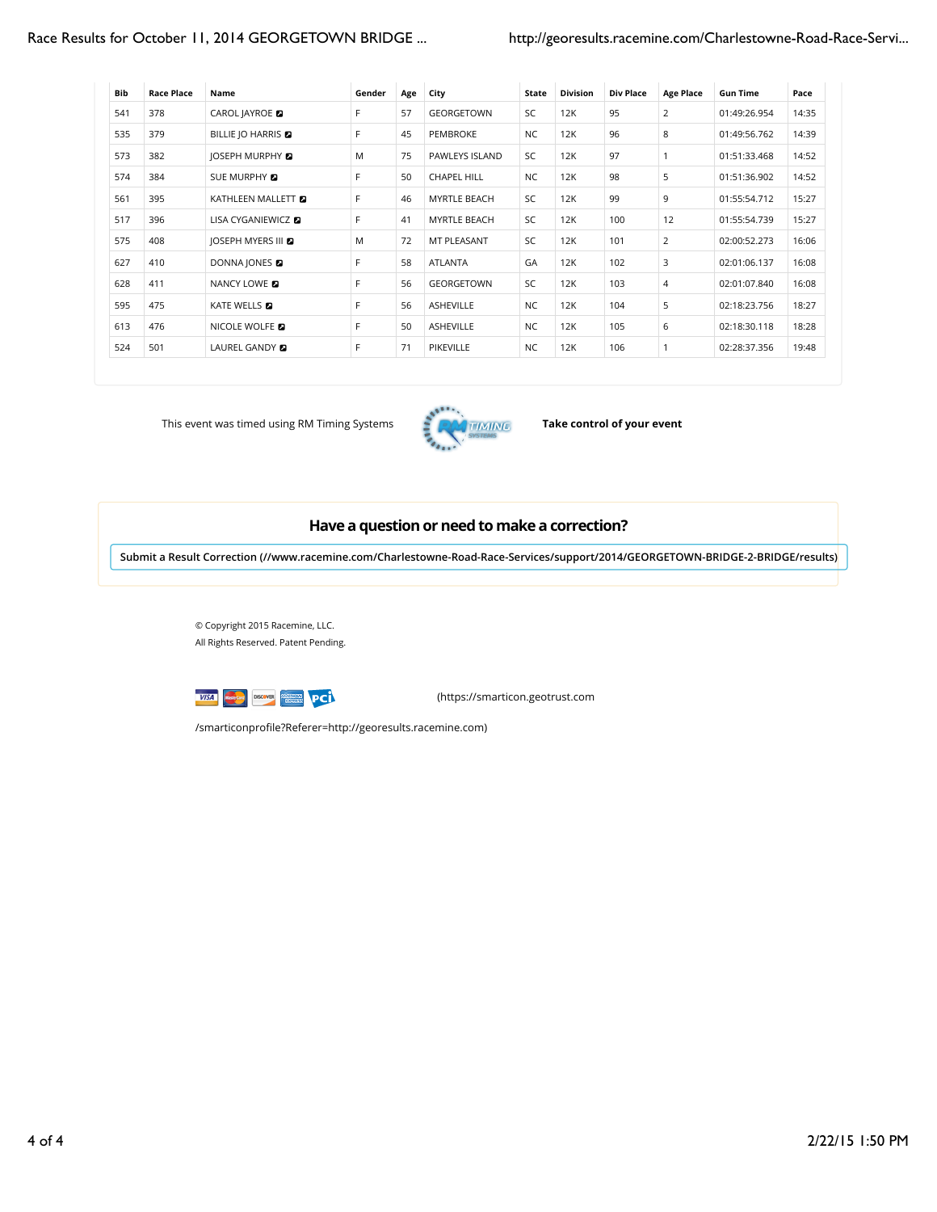| Bib | Race Place | Name | Gender | Age | City | State | Division | Div Place | Age Place | Gun Time | Pace |
|---|---|---|---|---|---|---|---|---|---|---|---|
| 541 | 378 | CAROL JAYROE | F | 57 | GEORGETOWN | SC | 12K | 95 | 2 | 01:49:26.954 | 14:35 |
| 535 | 379 | BILLIE JO HARRIS | F | 45 | PEMBROKE | NC | 12K | 96 | 8 | 01:49:56.762 | 14:39 |
| 573 | 382 | JOSEPH MURPHY | M | 75 | PAWLEYS ISLAND | SC | 12K | 97 | 1 | 01:51:33.468 | 14:52 |
| 574 | 384 | SUE MURPHY | F | 50 | CHAPEL HILL | NC | 12K | 98 | 5 | 01:51:36.902 | 14:52 |
| 561 | 395 | KATHLEEN MALLETT | F | 46 | MYRTLE BEACH | SC | 12K | 99 | 9 | 01:55:54.712 | 15:27 |
| 517 | 396 | LISA CYGANIEWICZ | F | 41 | MYRTLE BEACH | SC | 12K | 100 | 12 | 01:55:54.739 | 15:27 |
| 575 | 408 | JOSEPH MYERS III | M | 72 | MT PLEASANT | SC | 12K | 101 | 2 | 02:00:52.273 | 16:06 |
| 627 | 410 | DONNA JONES | F | 58 | ATLANTA | GA | 12K | 102 | 3 | 02:01:06.137 | 16:08 |
| 628 | 411 | NANCY LOWE | F | 56 | GEORGETOWN | SC | 12K | 103 | 4 | 02:01:07.840 | 16:08 |
| 595 | 475 | KATE WELLS | F | 56 | ASHEVILLE | NC | 12K | 104 | 5 | 02:18:23.756 | 18:27 |
| 613 | 476 | NICOLE WOLFE | F | 50 | ASHEVILLE | NC | 12K | 105 | 6 | 02:18:30.118 | 18:28 |
| 524 | 501 | LAUREL GANDY | F | 71 | PIKEVILLE | NC | 12K | 106 | 1 | 02:28:37.356 | 19:48 |

This event was timed using RM Timing Systems

**Take control of your event**

## Have a question or need to make a correction?

Submit a Result Correction (//www.racemine.com/Charlestowne-Road-Race-Services/support/2014/GEORGETOWN-BRIDGE-2-BRIDGE/results)

© Copyright 2015 Racemine, LLC.
All Rights Reserved. Patent Pending.

(https://smarticon.geotrust.com/smarticonprofile?Referer=http://georesults.racemine.com)